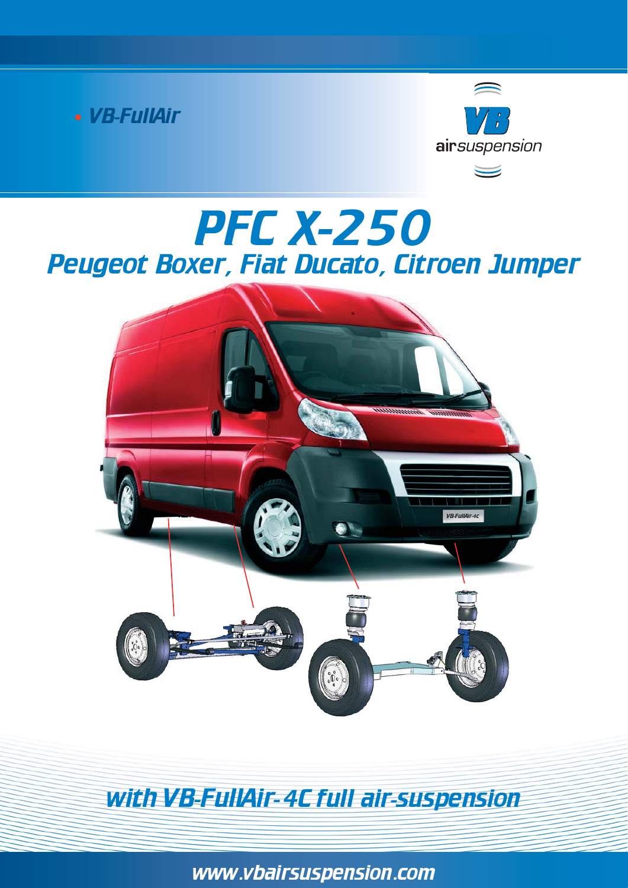• VB-FullAir

VB airsuspension

# PFC X-250

## Peugeot Boxer, Fiat Ducato, Citroen Jumper

## with VB-FullAir-4C full air-suspension

www.vbairsuspension.com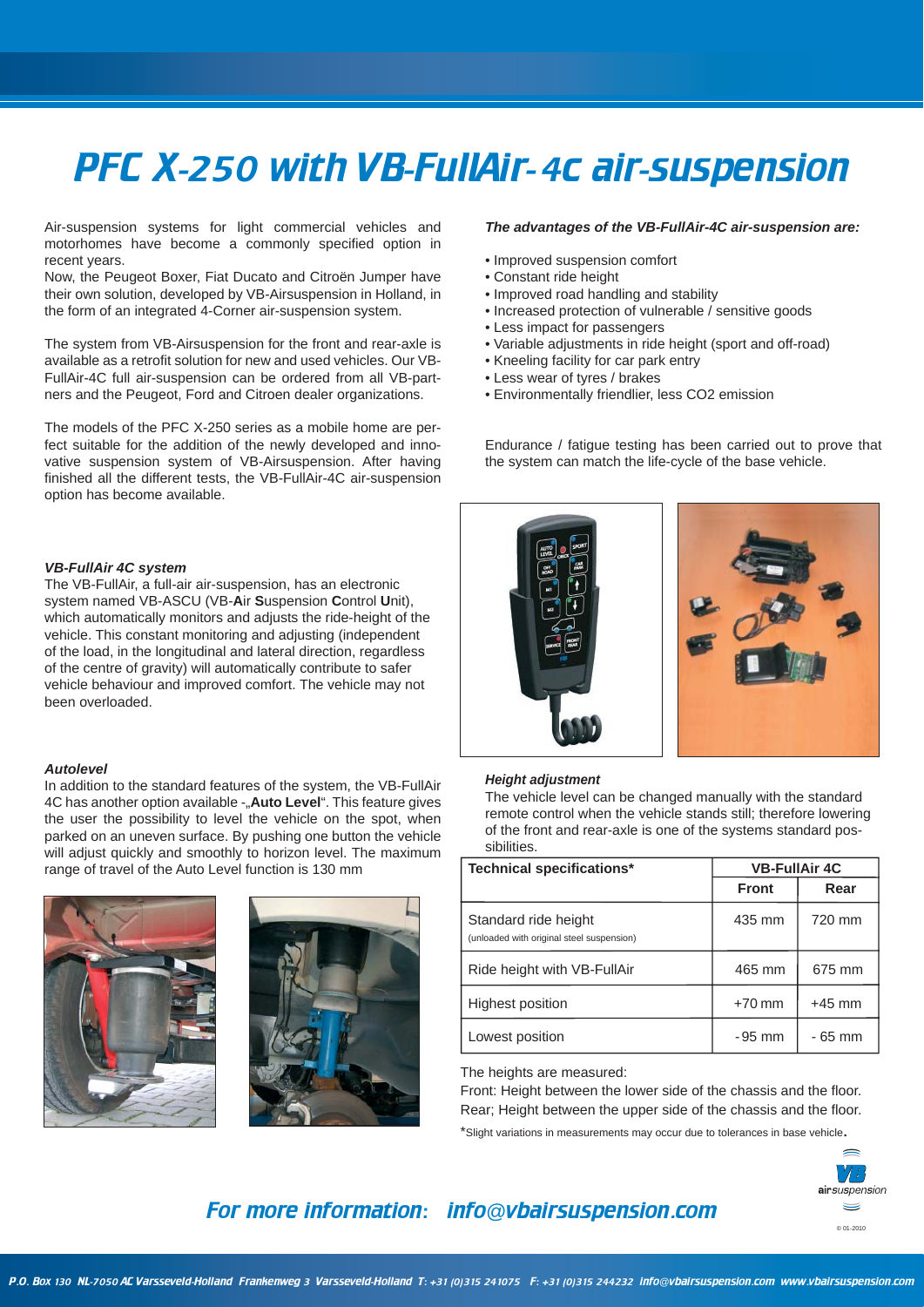// PFC X-250 with VB-FullAir-4C air-suspension

Air-suspension systems for light commercial vehicles and motorhomes have become a commonly specified option in recent years.
Now, the Peugeot Boxer, Fiat Ducato and Citroën Jumper have their own solution, developed by VB-Airsuspension in Holland, in the form of an integrated 4-Corner air-suspension system.

The system from VB-Airsuspension for the front and rear-axle is available as a retrofit solution for new and used vehicles. Our VB-FullAir-4C full air-suspension can be ordered from all VB-partners and the Peugeot, Ford and Citroen dealer organizations.

The models of the PFC X-250 series as a mobile home are perfect suitable for the addition of the newly developed and innovative suspension system of VB-Airsuspension. After having finished all the different tests, the VB-FullAir-4C air-suspension option has become available.

### *VB-FullAir 4C system*

The VB-FullAir, a full-air air-suspension, has an electronic system named VB-ASCU (VB-**A**ir **S**uspension **C**ontrol **U**nit), which automatically monitors and adjusts the ride-height of the vehicle. This constant monitoring and adjusting (independent of the load, in the longitudinal and lateral direction, regardless of the centre of gravity) will automatically contribute to safer vehicle behaviour and improved comfort. The vehicle may not been overloaded.

### *Autolevel*

In addition to the standard features of the system, the VB-FullAir 4C has another option available -„**Auto Level**". This feature gives the user the possibility to level the vehicle on the spot, when parked on an uneven surface. By pushing one button the vehicle will adjust quickly and smoothly to horizon level. The maximum range of travel of the Auto Level function is 130 mm

### *The advantages of the VB-FullAir-4C air-suspension are:*

- Improved suspension comfort
- Constant ride height
- Improved road handling and stability
- Increased protection of vulnerable / sensitive goods
- Less impact for passengers
- Variable adjustments in ride height (sport and off-road)
- Kneeling facility for car park entry
- Less wear of tyres / brakes
- Environmentally friendlier, less $CO_2$ emission

Endurance / fatigue testing has been carried out to prove that the system can match the life-cycle of the base vehicle.

### *Height adjustment*

The vehicle level can be changed manually with the standard remote control when the vehicle stands still; therefore lowering of the front and rear-axle is one of the systems standard possibilities.

| Technical specifications* | VB-FullAir 4C | |
|---|---|---|
| | Front | Rear |
| Standard ride height (unloaded with original steel suspension) | 435 mm | 720 mm |
| Ride height with VB-FullAir | 465 mm | 675 mm |
| Highest position | +70 mm | +45 mm |
| Lowest position | -95 mm | - 65 mm |

The heights are measured:
Front: Height between the lower side of the chassis and the floor.
Rear; Height between the upper side of the chassis and the floor.

*Slight variations in measurements may occur due to tolerances in base vehicle.

**For more information: info@vbairsuspension.com**

VB airsuspension

© 01-2010

P.O. Box 130 NL-7050 AC Varsseveld-Holland Frankenweg 3 Varsseveld-Holland T: +31 (0)315 241075 F: +31 (0)315 244232 info@vbairsuspension.com www.vbairsuspension.com